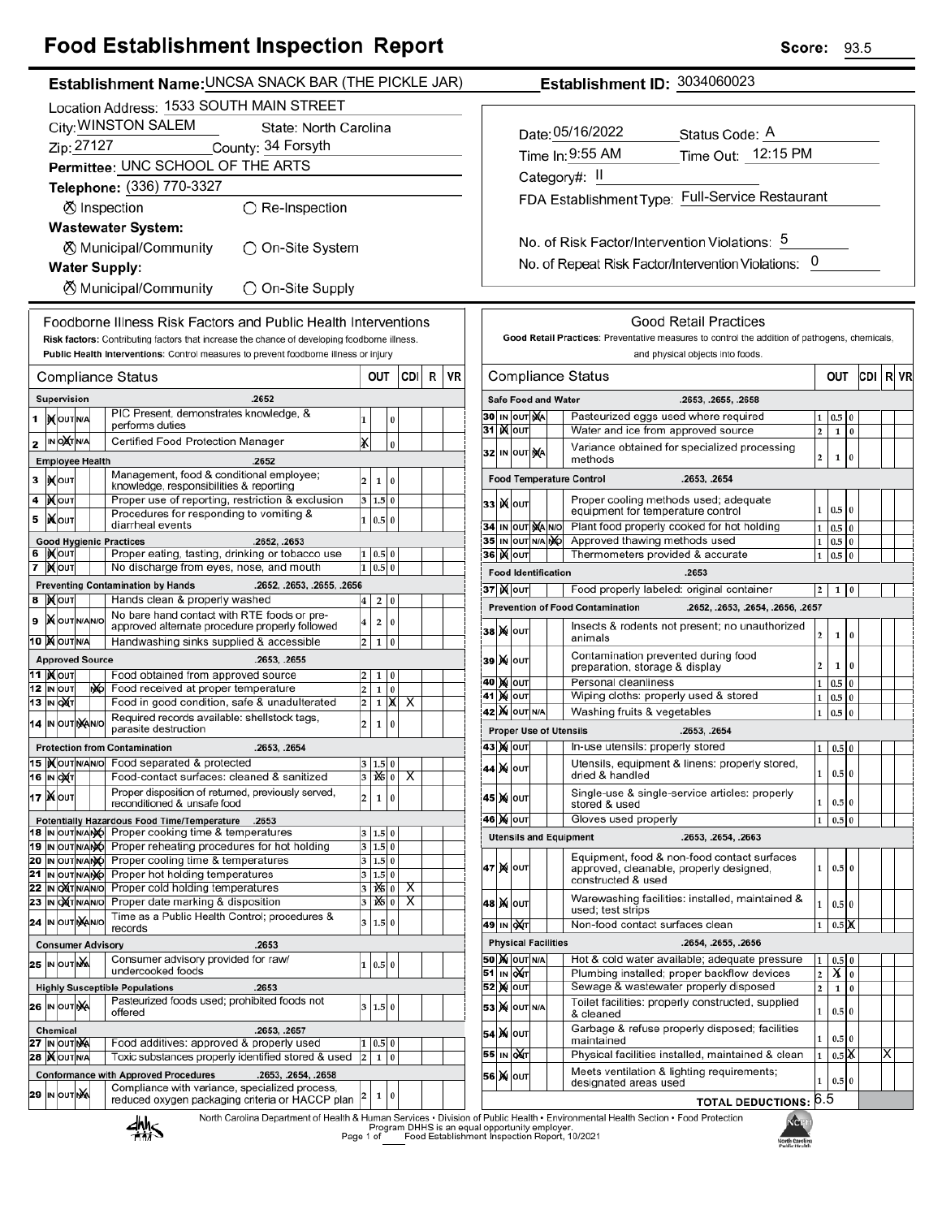# Food Establishment Inspection Report

**Score:** 93.5

**Establishment Name:** UNCSA SNACK BAR (THE PICKLE JAR)
**Establishment ID:** 3034060023

Location Address: 1533 SOUTH MAIN STREET
City: WINSTON SALEM State: North Carolina
Zip: 27127 County: 34 Forsyth
Permittee: UNC SCHOOL OF THE ARTS
Telephone: (336) 770-3327

⊗ Inspection ○ Re-Inspection

**Wastewater System:**
⊗ Municipal/Community ○ On-Site System

**Water Supply:**
⊗ Municipal/Community ○ On-Site Supply

Date: 05/16/2022 Status Code: A
Time In: 9:55 AM Time Out: 12:15 PM
Category#: II
FDA Establishment Type: Full-Service Restaurant

No. of Risk Factor/Intervention Violations: 5
No. of Repeat Risk Factor/Intervention Violations: 0

## Foodborne Illness Risk Factors and Public Health Interventions

**Risk factors:** Contributing factors that increase the chance of developing foodborne illness.
**Public Health Interventions:** Control measures to prevent foodborne illness or injury

| # | Status | Compliance Status | OUT | | | CDI | R | VR |
|---|---|---|---|---|---|---|---|---|
| | | **Supervision .2652** | | | | | | |
| 1 | IN | PIC Present, demonstrates knowledge, & performs duties | 1 | | 0 | | | |
| 2 | OUT | Certified Food Protection Manager | X | | 0 | | | |
| | | **Employee Health .2652** | | | | | | |
| 3 | IN | Management, food & conditional employee; knowledge, responsibilities & reporting | 2 | 1 | 0 | | | |
| 4 | IN | Proper use of reporting, restriction & exclusion | 3 | 1.5 | 0 | | | |
| 5 | IN | Procedures for responding to vomiting & diarrheal events | 1 | 0.5 | 0 | | | |
| | | **Good Hygienic Practices .2652, .2653** | | | | | | |
| 6 | IN | Proper eating, tasting, drinking or tobacco use | 1 | 0.5 | 0 | | | |
| 7 | IN | No discharge from eyes, nose, and mouth | 1 | 0.5 | 0 | | | |
| | | **Preventing Contamination by Hands .2652, .2653, .2655, .2656** | | | | | | |
| 8 | IN | Hands clean & properly washed | 4 | 2 | 0 | | | |
| 9 | IN | No bare hand contact with RTE foods or pre-approved alternate procedure properly followed | 4 | 2 | 0 | | | |
| 10 | IN | Handwashing sinks supplied & accessible | 2 | 1 | 0 | | | |
| | | **Approved Source .2653, .2655** | | | | | | |
| 11 | IN | Food obtained from approved source | 2 | 1 | 0 | | | |
| 12 | N/O | Food received at proper temperature | 2 | 1 | 0 | | | |
| 13 | OUT | Food in good condition, safe & unadulterated | 2 | 1 | X | X | | |
| 14 | N/A | Required records available: shellstock tags, parasite destruction | 2 | 1 | 0 | | | |
| | | **Protection from Contamination .2653, .2654** | | | | | | |
| 15 | IN | Food separated & protected | 3 | 1.5 | 0 | | | |
| 16 | OUT | Food-contact surfaces: cleaned & sanitized | 3 | X | 0 | X | | |
| 17 | IN | Proper disposition of returned, previously served, reconditioned & unsafe food | 2 | 1 | 0 | | | |
| | | **Potentially Hazardous Food Time/Temperature .2653** | | | | | | |
| 18 | N/O | Proper cooking time & temperatures | 3 | 1.5 | 0 | | | |
| 19 | N/O | Proper reheating procedures for hot holding | 3 | 1.5 | 0 | | | |
| 20 | N/O | Proper cooling time & temperatures | 3 | 1.5 | 0 | | | |
| 21 | N/O | Proper hot holding temperatures | 3 | 1.5 | 0 | | | |
| 22 | OUT | Proper cold holding temperatures | 3 | X | 0 | X | | |
| 23 | OUT | Proper date marking & disposition | 3 | X | 0 | X | | |
| 24 | N/A | Time as a Public Health Control; procedures & records | 3 | 1.5 | 0 | | | |
| | | **Consumer Advisory .2653** | | | | | | |
| 25 | N/A | Consumer advisory provided for raw/undercooked foods | 1 | 0.5 | 0 | | | |
| | | **Highly Susceptible Populations .2653** | | | | | | |
| 26 | N/A | Pasteurized foods used; prohibited foods not offered | 3 | 1.5 | 0 | | | |
| | | **Chemical .2653, .2657** | | | | | | |
| 27 | N/A | Food additives: approved & properly used | 1 | 0.5 | 0 | | | |
| 28 | IN | Toxic substances properly identified stored & used | 2 | 1 | 0 | | | |
| | | **Conformance with Approved Procedures .2653, .2654, .2658** | | | | | | |
| 29 | N/A | Compliance with variance, specialized process, reduced oxygen packaging criteria or HACCP plan | 2 | 1 | 0 | | | |

## Good Retail Practices

**Good Retail Practices:** Preventative measures to control the addition of pathogens, chemicals, and physical objects into foods.

| # | Status | Compliance Status | OUT | | | CDI | R | VR |
|---|---|---|---|---|---|---|---|---|
| | | **Safe Food and Water .2653, .2655, .2658** | | | | | | |
| 30 | N/A | Pasteurized eggs used where required | 1 | 0.5 | 0 | | | |
| 31 | IN | Water and ice from approved source | 2 | 1 | 0 | | | |
| 32 | N/A | Variance obtained for specialized processing methods | 2 | 1 | 0 | | | |
| | | **Food Temperature Control .2653, .2654** | | | | | | |
| 33 | IN | Proper cooling methods used; adequate equipment for temperature control | 1 | 0.5 | 0 | | | |
| 34 | N/A | Plant food properly cooked for hot holding | 1 | 0.5 | 0 | | | |
| 35 | N/O | Approved thawing methods used | 1 | 0.5 | 0 | | | |
| 36 | IN | Thermometers provided & accurate | 1 | 0.5 | 0 | | | |
| | | **Food Identification .2653** | | | | | | |
| 37 | IN | Food properly labeled: original container | 2 | 1 | 0 | | | |
| | | **Prevention of Food Contamination .2652, .2653, .2654, .2656, .2657** | | | | | | |
| 38 | IN | Insects & rodents not present; no unauthorized animals | 2 | 1 | 0 | | | |
| 39 | IN | Contamination prevented during food preparation, storage & display | 2 | 1 | 0 | | | |
| 40 | IN | Personal cleanliness | 1 | 0.5 | 0 | | | |
| 41 | IN | Wiping cloths: properly used & stored | 1 | 0.5 | 0 | | | |
| 42 | IN | Washing fruits & vegetables | 1 | 0.5 | 0 | | | |
| | | **Proper Use of Utensils .2653, .2654** | | | | | | |
| 43 | IN | In-use utensils: properly stored | 1 | 0.5 | 0 | | | |
| 44 | IN | Utensils, equipment & linens: properly stored, dried & handled | 1 | 0.5 | 0 | | | |
| 45 | IN | Single-use & single-service articles: properly stored & used | 1 | 0.5 | 0 | | | |
| 46 | IN | Gloves used properly | 1 | 0.5 | 0 | | | |
| | | **Utensils and Equipment .2653, .2654, .2663** | | | | | | |
| 47 | IN | Equipment, food & non-food contact surfaces approved, cleanable, properly designed, constructed & used | 1 | 0.5 | 0 | | | |
| 48 | IN | Warewashing facilities: installed, maintained & used; test strips | 1 | 0.5 | 0 | | | |
| 49 | OUT | Non-food contact surfaces clean | 1 | 0.5 | X | | | |
| | | **Physical Facilities .2654, .2655, .2656** | | | | | | |
| 50 | IN | Hot & cold water available; adequate pressure | 1 | 0.5 | 0 | | | |
| 51 | OUT | Plumbing installed; proper backflow devices | 2 | X | 0 | | | |
| 52 | IN | Sewage & wastewater properly disposed | 2 | 1 | 0 | | | |
| 53 | IN | Toilet facilities: properly constructed, supplied & cleaned | 1 | 0.5 | 0 | | | |
| 54 | IN | Garbage & refuse properly disposed; facilities maintained | 1 | 0.5 | 0 | | | |
| 55 | OUT | Physical facilities installed, maintained & clean | 1 | 0.5 | X | | X | |
| 56 | IN | Meets ventilation & lighting requirements; designated areas used | 1 | 0.5 | 0 | | | |
| | | **TOTAL DEDUCTIONS:** | 6.5 | | | | | |

North Carolina Department of Health & Human Services • Division of Public Health • Environmental Health Section • Food Protection Program DHHS is an equal opportunity employer.
Food Establishment Inspection Report, 10/2021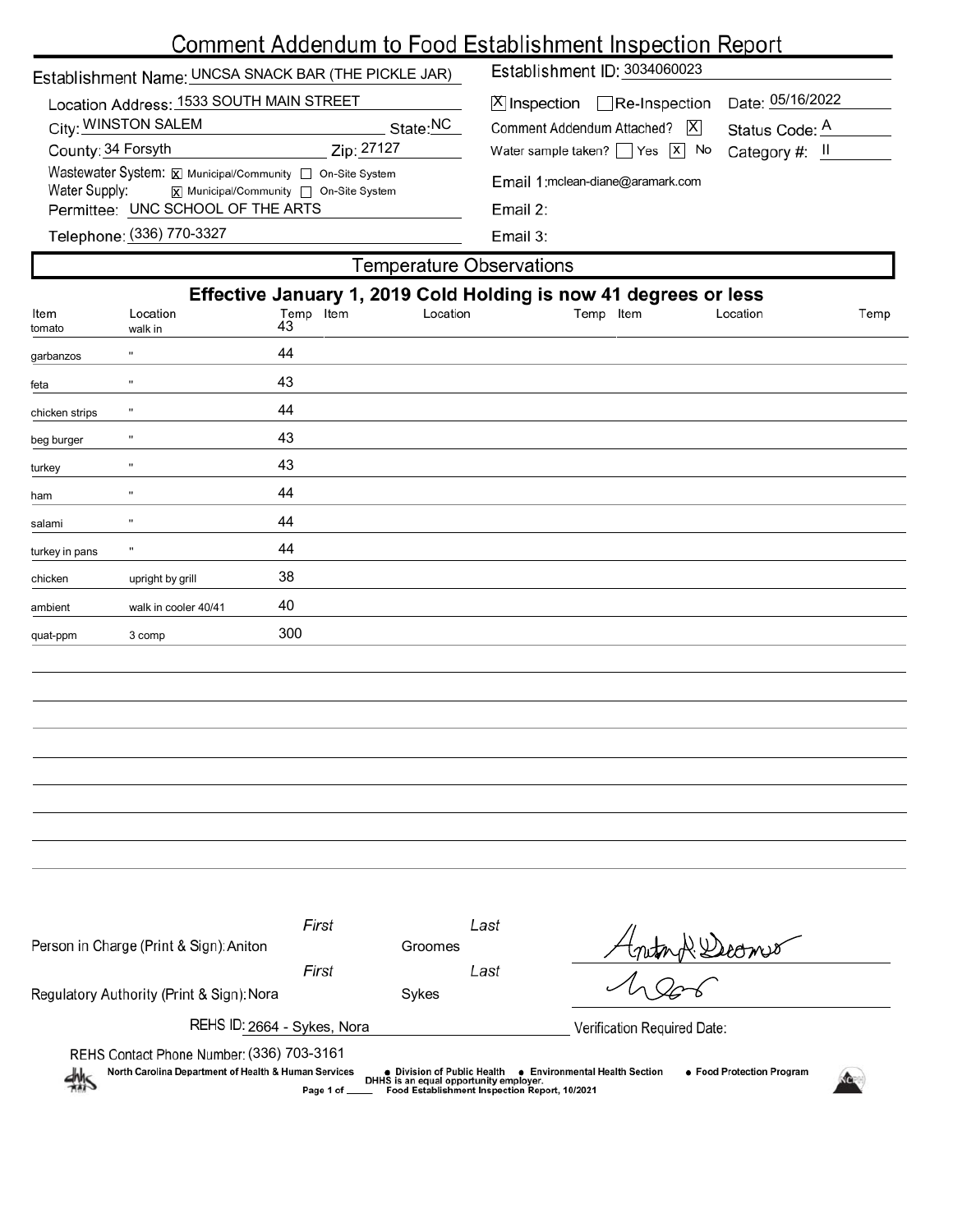# Comment Addendum to Food Establishment Inspection Report

**Establishment Name:** UNCSA SNACK BAR (THE PICKLE JAR)
**Establishment ID:** 3034060023

**Location Address:** 1533 SOUTH MAIN STREET
**City:** WINSTON SALEM **State:** NC
**County:** 34 Forsyth **Zip:** 27127
**Wastewater System:** [X] Municipal/Community [ ] On-Site System
**Water Supply:** [X] Municipal/Community [ ] On-Site System
**Permittee:** UNC SCHOOL OF THE ARTS
**Telephone:** (336) 770-3327

[X] Inspection [ ] Re-Inspection **Date:** 05/16/2022
**Comment Addendum Attached?** [X] **Status Code:** A
**Water sample taken?** [ ] Yes [X] No **Category #:** II
**Email 1:** mclean-diane@aramark.com
**Email 2:**
**Email 3:**

## Temperature Observations

**Effective January 1, 2019 Cold Holding is now 41 degrees or less**

| Item | Location | Temp | Item | Location | Temp | Item | Location | Temp |
|---|---|---|---|---|---|---|---|---|
| tomato | walk in | 43 | | | | | | |
| garbanzos | " | 44 | | | | | | |
| feta | " | 43 | | | | | | |
| chicken strips | " | 44 | | | | | | |
| beg burger | " | 43 | | | | | | |
| turkey | " | 43 | | | | | | |
| ham | " | 44 | | | | | | |
| salami | " | 44 | | | | | | |
| turkey in pans | " | 44 | | | | | | |
| chicken | upright by grill | 38 | | | | | | |
| ambient | walk in cooler 40/41 | 40 | | | | | | |
| quat-ppm | 3 comp | 300 | | | | | | |

**Person in Charge (Print & Sign):** First: Aniton Last: Groomes

**Regulatory Authority (Print & Sign):** First: Nora Last: Sykes

**REHS ID:** 2664 - Sykes, Nora

**Verification Required Date:**

**REHS Contact Phone Number:** (336) 703-3161

North Carolina Department of Health & Human Services • Division of Public Health • Environmental Health Section • Food Protection Program
DHHS is an equal opportunity employer.
Food Establishment Inspection Report, 10/2021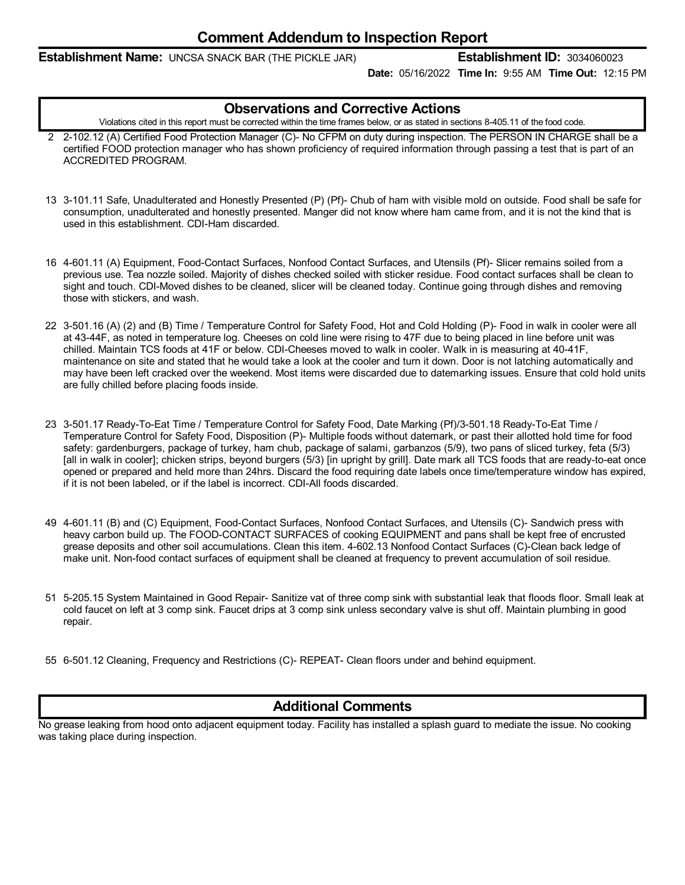# Comment Addendum to Inspection Report

**Establishment Name:** UNCSA SNACK BAR (THE PICKLE JAR) **Establishment ID:** 3034060023

**Date:** 05/16/2022 **Time In:** 9:55 AM **Time Out:** 12:15 PM

## Observations and Corrective Actions

Violations cited in this report must be corrected within the time frames below, or as stated in sections 8-405.11 of the food code.

2 2-102.12 (A) Certified Food Protection Manager (C)- No CFPM on duty during inspection. The PERSON IN CHARGE shall be a certified FOOD protection manager who has shown proficiency of required information through passing a test that is part of an ACCREDITED PROGRAM.

13 3-101.11 Safe, Unadulterated and Honestly Presented (P) (Pf)- Chub of ham with visible mold on outside. Food shall be safe for consumption, unadulterated and honestly presented. Manger did not know where ham came from, and it is not the kind that is used in this establishment. CDI-Ham discarded.

16 4-601.11 (A) Equipment, Food-Contact Surfaces, Nonfood Contact Surfaces, and Utensils (Pf)- Slicer remains soiled from a previous use. Tea nozzle soiled. Majority of dishes checked soiled with sticker residue. Food contact surfaces shall be clean to sight and touch. CDI-Moved dishes to be cleaned, slicer will be cleaned today. Continue going through dishes and removing those with stickers, and wash.

22 3-501.16 (A) (2) and (B) Time / Temperature Control for Safety Food, Hot and Cold Holding (P)- Food in walk in cooler were all at 43-44F, as noted in temperature log. Cheeses on cold line were rising to 47F due to being placed in line before unit was chilled. Maintain TCS foods at 41F or below. CDI-Cheeses moved to walk in cooler. Walk in is measuring at 40-41F, maintenance on site and stated that he would take a look at the cooler and turn it down. Door is not latching automatically and may have been left cracked over the weekend. Most items were discarded due to datemarking issues. Ensure that cold hold units are fully chilled before placing foods inside.

23 3-501.17 Ready-To-Eat Time / Temperature Control for Safety Food, Date Marking (Pf)/3-501.18 Ready-To-Eat Time / Temperature Control for Safety Food, Disposition (P)- Multiple foods without datemark, or past their allotted hold time for food safety: gardenburgers, package of turkey, ham chub, package of salami, garbanzos (5/9), two pans of sliced turkey, feta (5/3) [all in walk in cooler]; chicken strips, beyond burgers (5/3) [in upright by grill]. Date mark all TCS foods that are ready-to-eat once opened or prepared and held more than 24hrs. Discard the food requiring date labels once time/temperature window has expired, if it is not been labeled, or if the label is incorrect. CDI-All foods discarded.

49 4-601.11 (B) and (C) Equipment, Food-Contact Surfaces, Nonfood Contact Surfaces, and Utensils (C)- Sandwich press with heavy carbon build up. The FOOD-CONTACT SURFACES of cooking EQUIPMENT and pans shall be kept free of encrusted grease deposits and other soil accumulations. Clean this item. 4-602.13 Nonfood Contact Surfaces (C)-Clean back ledge of make unit. Non-food contact surfaces of equipment shall be cleaned at frequency to prevent accumulation of soil residue.

51 5-205.15 System Maintained in Good Repair- Sanitize vat of three comp sink with substantial leak that floods floor. Small leak at cold faucet on left at 3 comp sink. Faucet drips at 3 comp sink unless secondary valve is shut off. Maintain plumbing in good repair.

55 6-501.12 Cleaning, Frequency and Restrictions (C)- REPEAT- Clean floors under and behind equipment.

## Additional Comments

No grease leaking from hood onto adjacent equipment today. Facility has installed a splash guard to mediate the issue. No cooking was taking place during inspection.